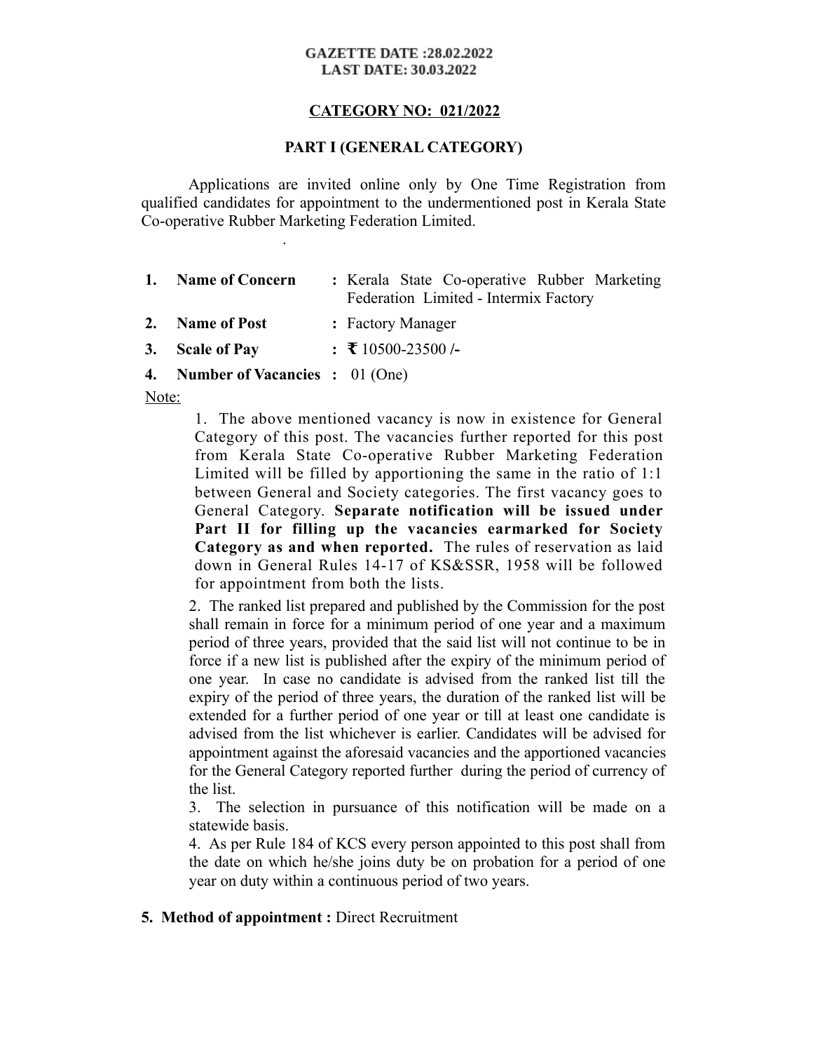**GAZETTE DATE :28.02.2022**
**LAST DATE: 30.03.2022**

**CATEGORY NO: 021/2022**

**PART I (GENERAL CATEGORY)**

Applications are invited online only by One Time Registration from qualified candidates for appointment to the undermentioned post in Kerala State Co-operative Rubber Marketing Federation Limited.

.

1. **Name of Concern** : Kerala State Co-operative Rubber Marketing Federation Limited - Intermix Factory
2. **Name of Post** : Factory Manager
3. **Scale of Pay** : **₹** 10500-23500 /-
4. **Number of Vacancies** : 01 (One)

Note:

1. The above mentioned vacancy is now in existence for General Category of this post. The vacancies further reported for this post from Kerala State Co-operative Rubber Marketing Federation Limited will be filled by apportioning the same in the ratio of 1:1 between General and Society categories. The first vacancy goes to General Category. **Separate notification will be issued under Part II for filling up the vacancies earmarked for Society Category as and when reported.** The rules of reservation as laid down in General Rules 14-17 of KS&SSR, 1958 will be followed for appointment from both the lists.
2. The ranked list prepared and published by the Commission for the post shall remain in force for a minimum period of one year and a maximum period of three years, provided that the said list will not continue to be in force if a new list is published after the expiry of the minimum period of one year. In case no candidate is advised from the ranked list till the expiry of the period of three years, the duration of the ranked list will be extended for a further period of one year or till at least one candidate is advised from the list whichever is earlier. Candidates will be advised for appointment against the aforesaid vacancies and the apportioned vacancies for the General Category reported further during the period of currency of the list.
3. The selection in pursuance of this notification will be made on a statewide basis.
4. As per Rule 184 of KCS every person appointed to this post shall from the date on which he/she joins duty be on probation for a period of one year on duty within a continuous period of two years.

5. **Method of appointment :** Direct Recruitment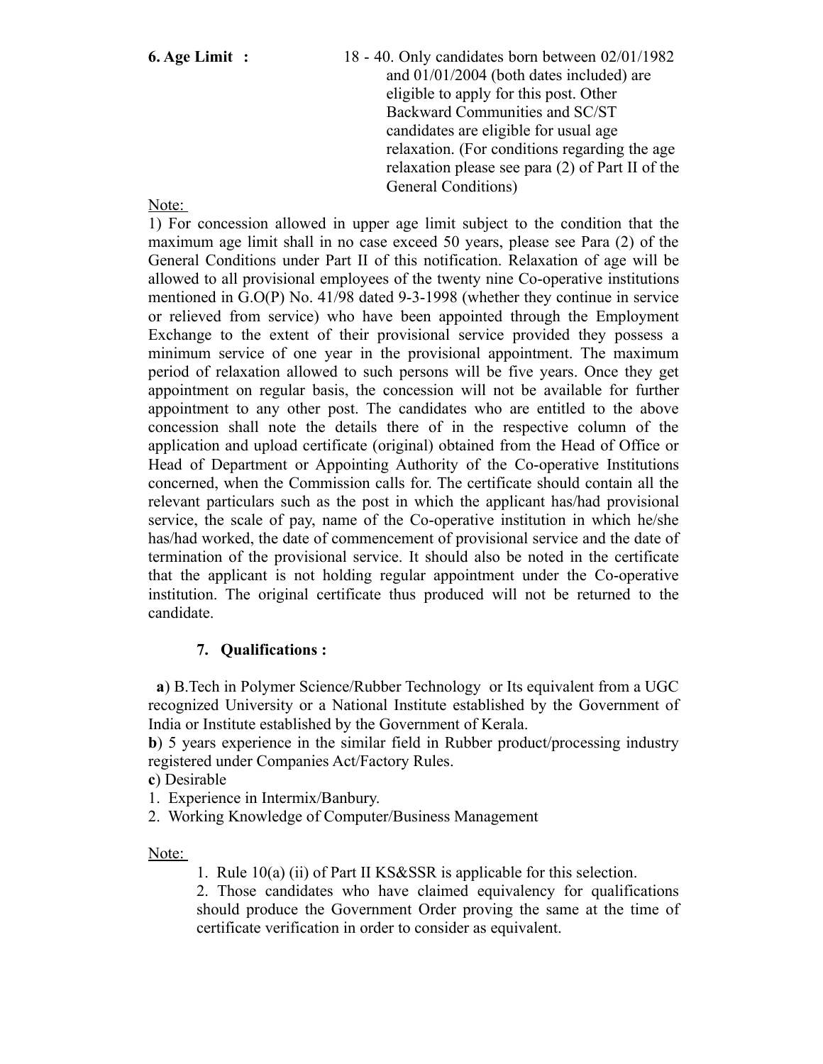**6. Age Limit :** 18 - 40. Only candidates born between 02/01/1982 and 01/01/2004 (both dates included) are eligible to apply for this post. Other Backward Communities and SC/ST candidates are eligible for usual age relaxation. (For conditions regarding the age relaxation please see para (2) of Part II of the General Conditions)

Note:

1) For concession allowed in upper age limit subject to the condition that the maximum age limit shall in no case exceed 50 years, please see Para (2) of the General Conditions under Part II of this notification. Relaxation of age will be allowed to all provisional employees of the twenty nine Co-operative institutions mentioned in G.O(P) No. 41/98 dated 9-3-1998 (whether they continue in service or relieved from service) who have been appointed through the Employment Exchange to the extent of their provisional service provided they possess a minimum service of one year in the provisional appointment. The maximum period of relaxation allowed to such persons will be five years. Once they get appointment on regular basis, the concession will not be available for further appointment to any other post. The candidates who are entitled to the above concession shall note the details there of in the respective column of the application and upload certificate (original) obtained from the Head of Office or Head of Department or Appointing Authority of the Co-operative Institutions concerned, when the Commission calls for. The certificate should contain all the relevant particulars such as the post in which the applicant has/had provisional service, the scale of pay, name of the Co-operative institution in which he/she has/had worked, the date of commencement of provisional service and the date of termination of the provisional service. It should also be noted in the certificate that the applicant is not holding regular appointment under the Co-operative institution. The original certificate thus produced will not be returned to the candidate.

**7. Qualifications :**

**a**) B.Tech in Polymer Science/Rubber Technology or Its equivalent from a UGC recognized University or a National Institute established by the Government of India or Institute established by the Government of Kerala.

**b**) 5 years experience in the similar field in Rubber product/processing industry registered under Companies Act/Factory Rules.

**c**) Desirable

1. Experience in Intermix/Banbury.
2. Working Knowledge of Computer/Business Management

Note:

1. Rule 10(a) (ii) of Part II KS&SSR is applicable for this selection.
2. Those candidates who have claimed equivalency for qualifications should produce the Government Order proving the same at the time of certificate verification in order to consider as equivalent.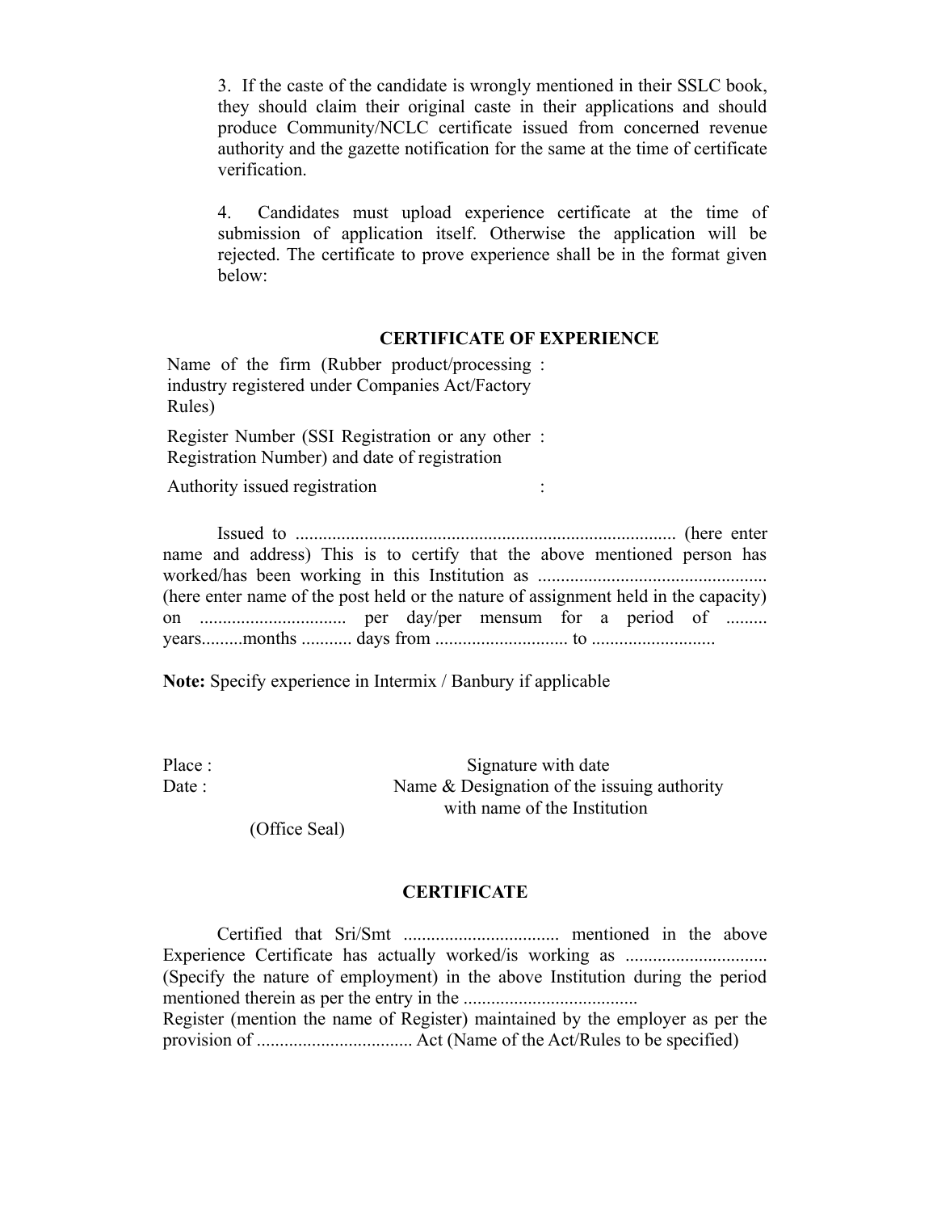3. If the caste of the candidate is wrongly mentioned in their SSLC book, they should claim their original caste in their applications and should produce Community/NCLC certificate issued from concerned revenue authority and the gazette notification for the same at the time of certificate verification.

4. Candidates must upload experience certificate at the time of submission of application itself. Otherwise the application will be rejected. The certificate to prove experience shall be in the format given below:

## CERTIFICATE OF EXPERIENCE

| | | |
|---|---|---|
| Name of the firm (Rubber product/processing industry registered under Companies Act/Factory Rules) | : | |
| Register Number (SSI Registration or any other Registration Number) and date of registration | : | |
| Authority issued registration | : | |

Issued to .................................................................................. (here enter name and address) This is to certify that the above mentioned person has worked/has been working in this Institution as ................................................. (here enter name of the post held or the nature of assignment held in the capacity) on ................................ per day/per mensum for a period of ......... years.........months ........... days from ............................ to ..........................

**Note:** Specify experience in Intermix / Banbury if applicable

Place :

Date :

(Office Seal)

Signature with date
Name & Designation of the issuing authority
with name of the Institution

## CERTIFICATE

Certified that Sri/Smt ................................. mentioned in the above Experience Certificate has actually worked/is working as .............................. (Specify the nature of employment) in the above Institution during the period mentioned therein as per the entry in the .....................................
Register (mention the name of Register) maintained by the employer as per the provision of ................................. Act (Name of the Act/Rules to be specified)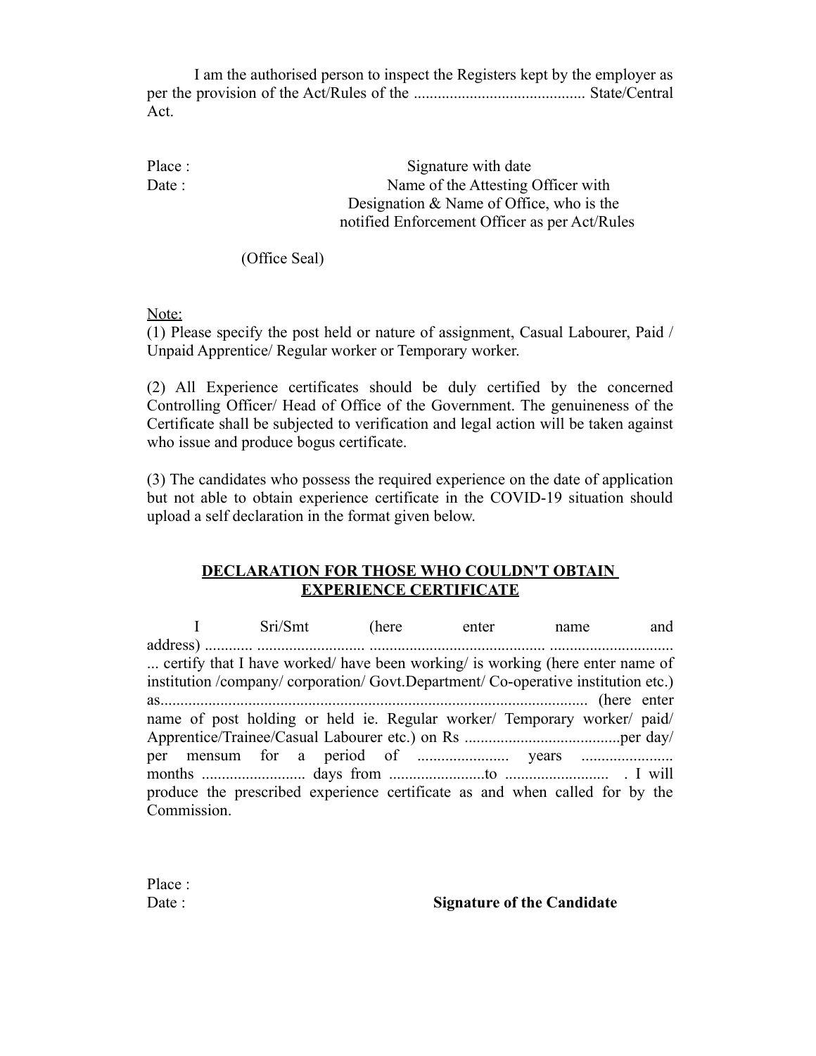I am the authorised person to inspect the Registers kept by the employer as per the provision of the Act/Rules of the .......................................... State/Central Act.

Place :

Date :

Signature with date

Name of the Attesting Officer with Designation & Name of Office, who is the notified Enforcement Officer as per Act/Rules

(Office Seal)

Note:

(1) Please specify the post held or nature of assignment, Casual Labourer, Paid / Unpaid Apprentice/ Regular worker or Temporary worker.

(2) All Experience certificates should be duly certified by the concerned Controlling Officer/ Head of Office of the Government. The genuineness of the Certificate shall be subjected to verification and legal action will be taken against who issue and produce bogus certificate.

(3) The candidates who possess the required experience on the date of application but not able to obtain experience certificate in the COVID-19 situation should upload a self declaration in the format given below.

## DECLARATION FOR THOSE WHO COULDN'T OBTAIN EXPERIENCE CERTIFICATE

I Sri/Smt (here enter name and address) ............ .......................... ........................................... .................................. ... certify that I have worked/ have been working/ is working (here enter name of institution /company/ corporation/ Govt.Department/ Co-operative institution etc.) as.......................................................................................................... (here enter name of post holding or held ie. Regular worker/ Temporary worker/ paid/ Apprentice/Trainee/Casual Labourer etc.) on Rs .......................................per day/ per mensum for a period of ....................... years ....................... months .......................... days from ........................to .......................... . I will produce the prescribed experience certificate as and when called for by the Commission.

Place :

Date :

**Signature of the Candidate**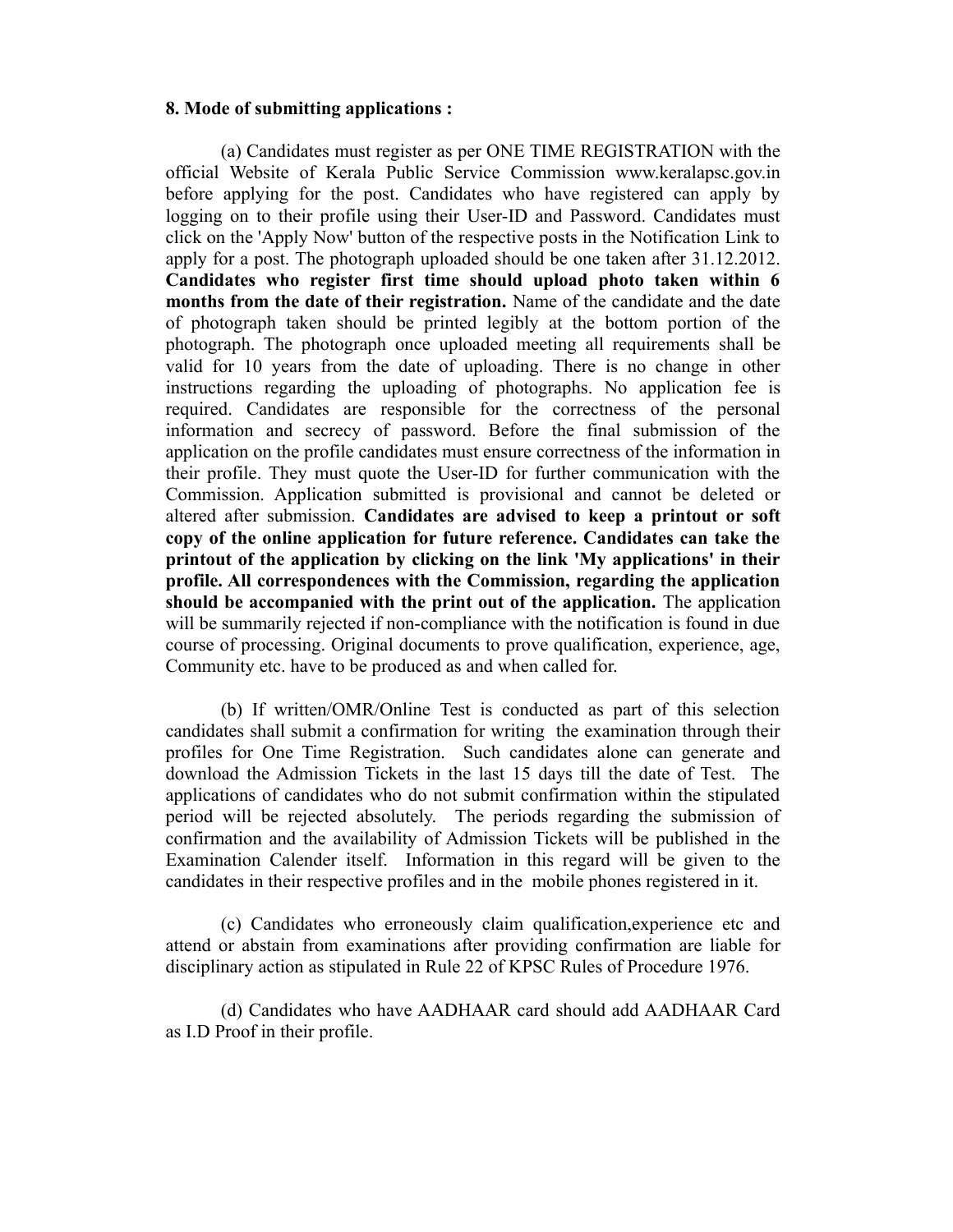**8. Mode of submitting applications :**

(a) Candidates must register as per ONE TIME REGISTRATION with the official Website of Kerala Public Service Commission www.keralapsc.gov.in before applying for the post. Candidates who have registered can apply by logging on to their profile using their User-ID and Password. Candidates must click on the 'Apply Now' button of the respective posts in the Notification Link to apply for a post. The photograph uploaded should be one taken after 31.12.2012. **Candidates who register first time should upload photo taken within 6 months from the date of their registration.** Name of the candidate and the date of photograph taken should be printed legibly at the bottom portion of the photograph. The photograph once uploaded meeting all requirements shall be valid for 10 years from the date of uploading. There is no change in other instructions regarding the uploading of photographs. No application fee is required. Candidates are responsible for the correctness of the personal information and secrecy of password. Before the final submission of the application on the profile candidates must ensure correctness of the information in their profile. They must quote the User-ID for further communication with the Commission. Application submitted is provisional and cannot be deleted or altered after submission. **Candidates are advised to keep a printout or soft copy of the online application for future reference. Candidates can take the printout of the application by clicking on the link 'My applications' in their profile. All correspondences with the Commission, regarding the application should be accompanied with the print out of the application.** The application will be summarily rejected if non-compliance with the notification is found in due course of processing. Original documents to prove qualification, experience, age, Community etc. have to be produced as and when called for.

(b) If written/OMR/Online Test is conducted as part of this selection candidates shall submit a confirmation for writing the examination through their profiles for One Time Registration. Such candidates alone can generate and download the Admission Tickets in the last 15 days till the date of Test. The applications of candidates who do not submit confirmation within the stipulated period will be rejected absolutely. The periods regarding the submission of confirmation and the availability of Admission Tickets will be published in the Examination Calender itself. Information in this regard will be given to the candidates in their respective profiles and in the mobile phones registered in it.

(c) Candidates who erroneously claim qualification,experience etc and attend or abstain from examinations after providing confirmation are liable for disciplinary action as stipulated in Rule 22 of KPSC Rules of Procedure 1976.

(d) Candidates who have AADHAAR card should add AADHAAR Card as I.D Proof in their profile.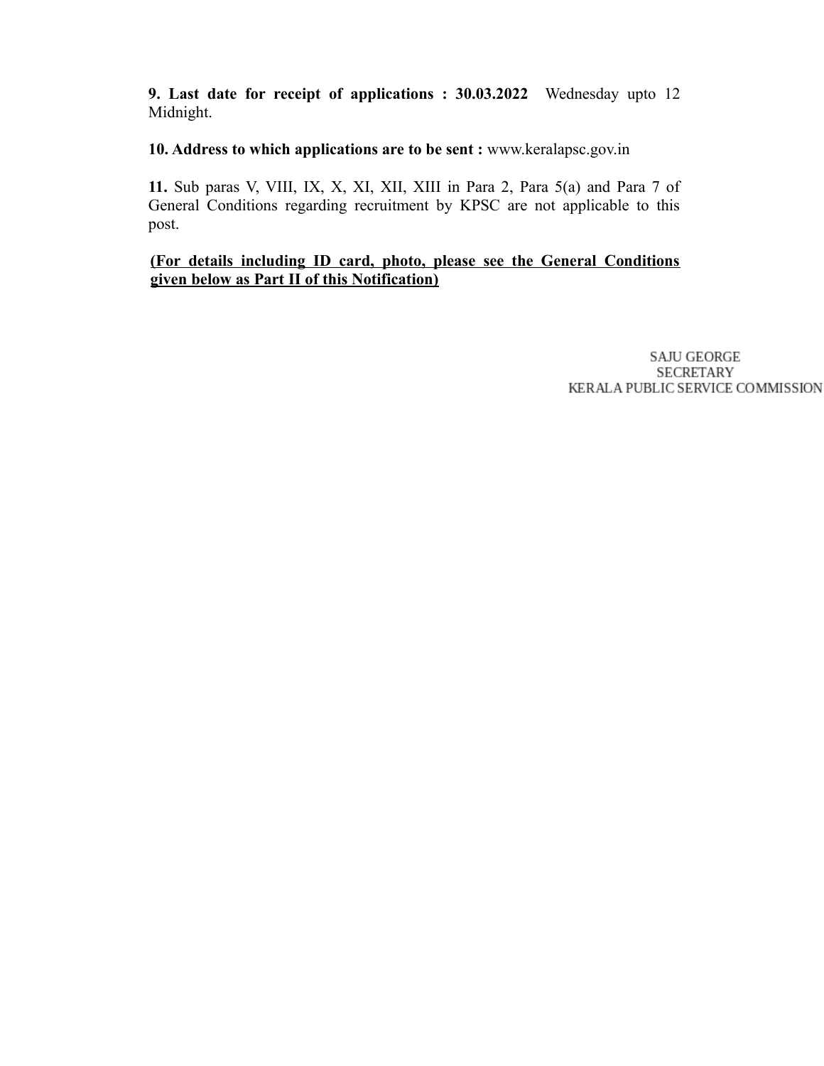**9. Last date for receipt of applications : 30.03.2022** Wednesday upto 12 Midnight.

**10. Address to which applications are to be sent :** www.keralapsc.gov.in

**11.** Sub paras V, VIII, IX, X, XI, XII, XIII in Para 2, Para 5(a) and Para 7 of General Conditions regarding recruitment by KPSC are not applicable to this post.

**(For details including ID card, photo, please see the General Conditions given below as Part II of this Notification)**

SAJU GEORGE
SECRETARY
KERALA PUBLIC SERVICE COMMISSION